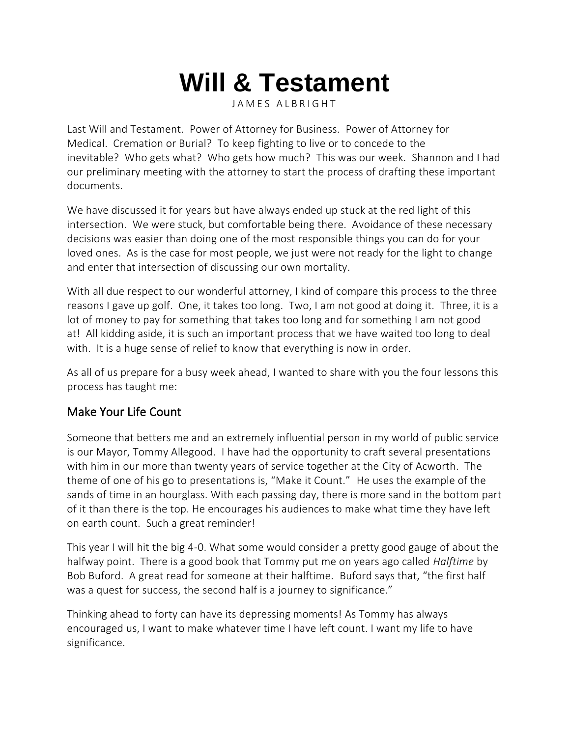# Will & Testament

JAMES ALBRIGHT

Last Will and Testament. Power of Attorney for Business. Power of Attorney for Medical. Cremation or Burial? To keep fighting to live or to concede to the inevitable? Who gets what? Who gets how much? This was our week. Shannon and I had our preliminary meeting with the attorney to start the process of drafting these important documents.

We have discussed it for years but have always ended up stuck at the red light of this intersection. We were stuck, but comfortable being there. Avoidance of these necessary decisions was easier than doing one of the most responsible things you can do for your loved ones. As is the case for most people, we just were not ready for the light to change and enter that intersection of discussing our own mortality.

With all due respect to our wonderful attorney, I kind of compare this process to the three reasons I gave up golf. One, it takes too long. Two, I am not good at doing it. Three, it is a lot of money to pay for something that takes too long and for something I am not good at! All kidding aside, it is such an important process that we have waited too long to deal with. It is a huge sense of relief to know that everything is now in order.

As all of us prepare for a busy week ahead, I wanted to share with you the four lessons this process has taught me:

## Make Your Life Count

Someone that betters me and an extremely influential person in my world of public service is our Mayor, Tommy Allegood. I have had the opportunity to craft several presentations with him in our more than twenty years of service together at the City of Acworth. The theme of one of his go to presentations is, "Make it Count." He uses the example of the sands of time in an hourglass. With each passing day, there is more sand in the bottom part of it than there is the top. He encourages his audiences to make what time they have left on earth count. Such a great reminder!

This year I will hit the big 4-0. What some would consider a pretty good gauge of about the halfway point. There is a good book that Tommy put me on years ago called *Halftime* by Bob Buford. A great read for someone at their halftime. Buford says that, "the first half was a quest for success, the second half is a journey to significance."

Thinking ahead to forty can have its depressing moments! As Tommy has always encouraged us, I want to make whatever time I have left count. I want my life to have significance.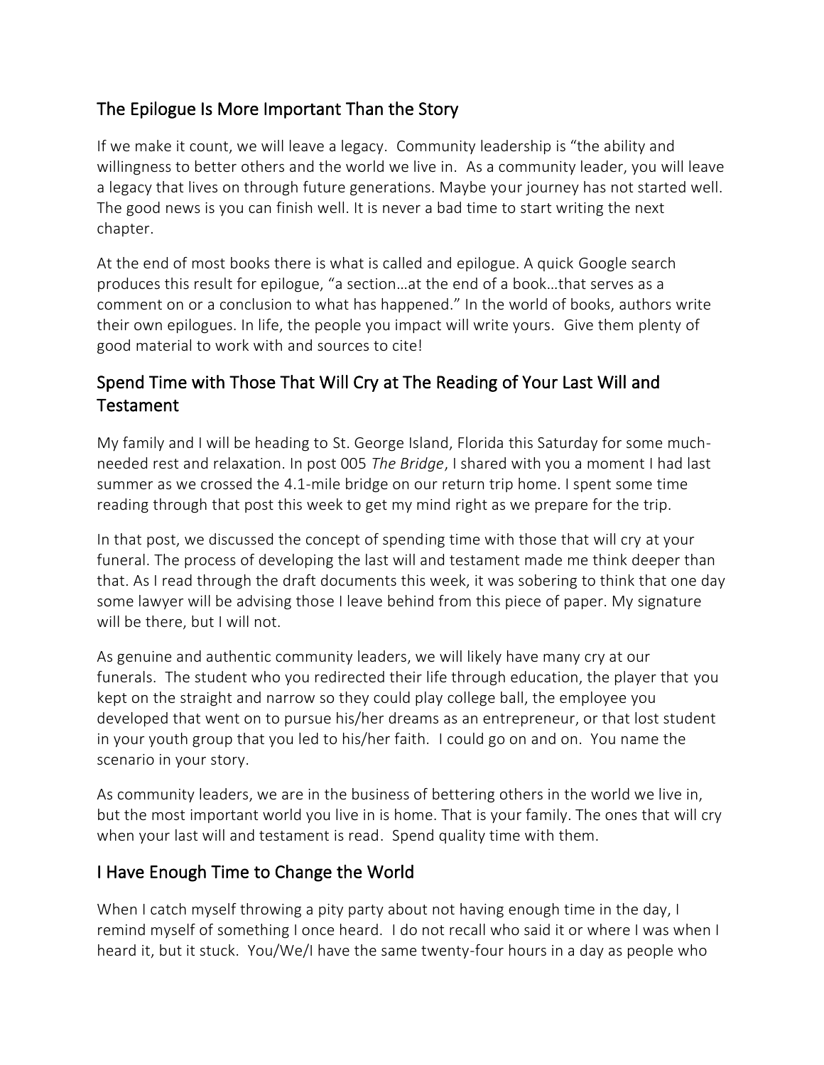## The Epilogue Is More Important Than the Story

If we make it count, we will leave a legacy. Community leadership is "the ability and willingness to better others and the world we live in. As a community leader, you will leave a legacy that lives on through future generations. Maybe your journey has not started well. The good news is you can finish well. It is never a bad time to start writing the next chapter.

At the end of most books there is what is called and epilogue. A quick Google search produces this result for epilogue, "a section…at the end of a book…that serves as a comment on or a conclusion to what has happened." In the world of books, authors write their own epilogues. In life, the people you impact will write yours. Give them plenty of good material to work with and sources to cite!

## Spend Time with Those That Will Cry at The Reading of Your Last Will and Testament

My family and I will be heading to St. George Island, Florida this Saturday for some much-needed rest and relaxation. In post 005 *The Bridge*, I shared with you a moment I had last summer as we crossed the 4.1-mile bridge on our return trip home. I spent some time reading through that post this week to get my mind right as we prepare for the trip.

In that post, we discussed the concept of spending time with those that will cry at your funeral. The process of developing the last will and testament made me think deeper than that. As I read through the draft documents this week, it was sobering to think that one day some lawyer will be advising those I leave behind from this piece of paper. My signature will be there, but I will not.

As genuine and authentic community leaders, we will likely have many cry at our funerals. The student who you redirected their life through education, the player that you kept on the straight and narrow so they could play college ball, the employee you developed that went on to pursue his/her dreams as an entrepreneur, or that lost student in your youth group that you led to his/her faith. I could go on and on. You name the scenario in your story.

As community leaders, we are in the business of bettering others in the world we live in, but the most important world you live in is home. That is your family. The ones that will cry when your last will and testament is read. Spend quality time with them.

## I Have Enough Time to Change the World

When I catch myself throwing a pity party about not having enough time in the day, I remind myself of something I once heard. I do not recall who said it or where I was when I heard it, but it stuck. You/We/I have the same twenty-four hours in a day as people who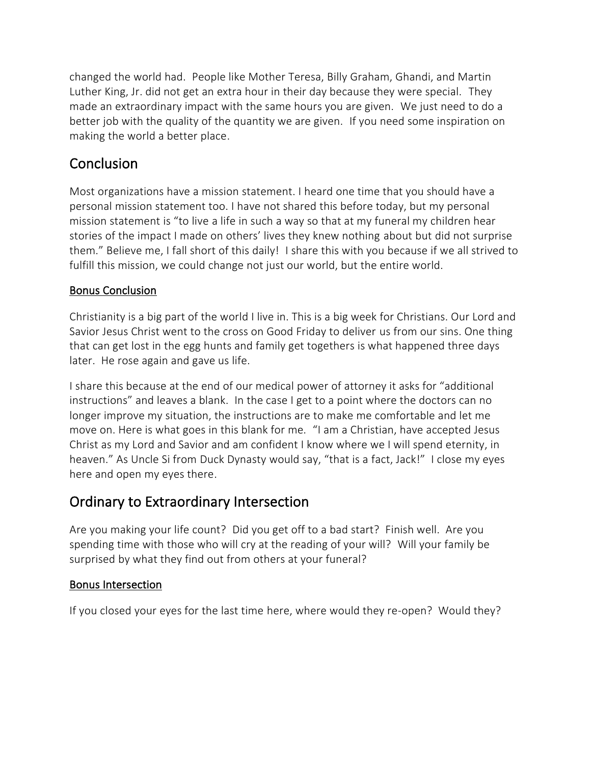changed the world had. People like Mother Teresa, Billy Graham, Ghandi, and Martin Luther King, Jr. did not get an extra hour in their day because they were special. They made an extraordinary impact with the same hours you are given. We just need to do a better job with the quality of the quantity we are given. If you need some inspiration on making the world a better place.

## Conclusion

Most organizations have a mission statement. I heard one time that you should have a personal mission statement too. I have not shared this before today, but my personal mission statement is "to live a life in such a way so that at my funeral my children hear stories of the impact I made on others' lives they knew nothing about but did not surprise them." Believe me, I fall short of this daily! I share this with you because if we all strived to fulfill this mission, we could change not just our world, but the entire world.

### Bonus Conclusion

Christianity is a big part of the world I live in. This is a big week for Christians. Our Lord and Savior Jesus Christ went to the cross on Good Friday to deliver us from our sins. One thing that can get lost in the egg hunts and family get togethers is what happened three days later. He rose again and gave us life.

I share this because at the end of our medical power of attorney it asks for "additional instructions" and leaves a blank. In the case I get to a point where the doctors can no longer improve my situation, the instructions are to make me comfortable and let me move on. Here is what goes in this blank for me. "I am a Christian, have accepted Jesus Christ as my Lord and Savior and am confident I know where we I will spend eternity, in heaven." As Uncle Si from Duck Dynasty would say, "that is a fact, Jack!" I close my eyes here and open my eyes there.

## Ordinary to Extraordinary Intersection

Are you making your life count? Did you get off to a bad start? Finish well. Are you spending time with those who will cry at the reading of your will? Will your family be surprised by what they find out from others at your funeral?

### Bonus Intersection

If you closed your eyes for the last time here, where would they re-open? Would they?